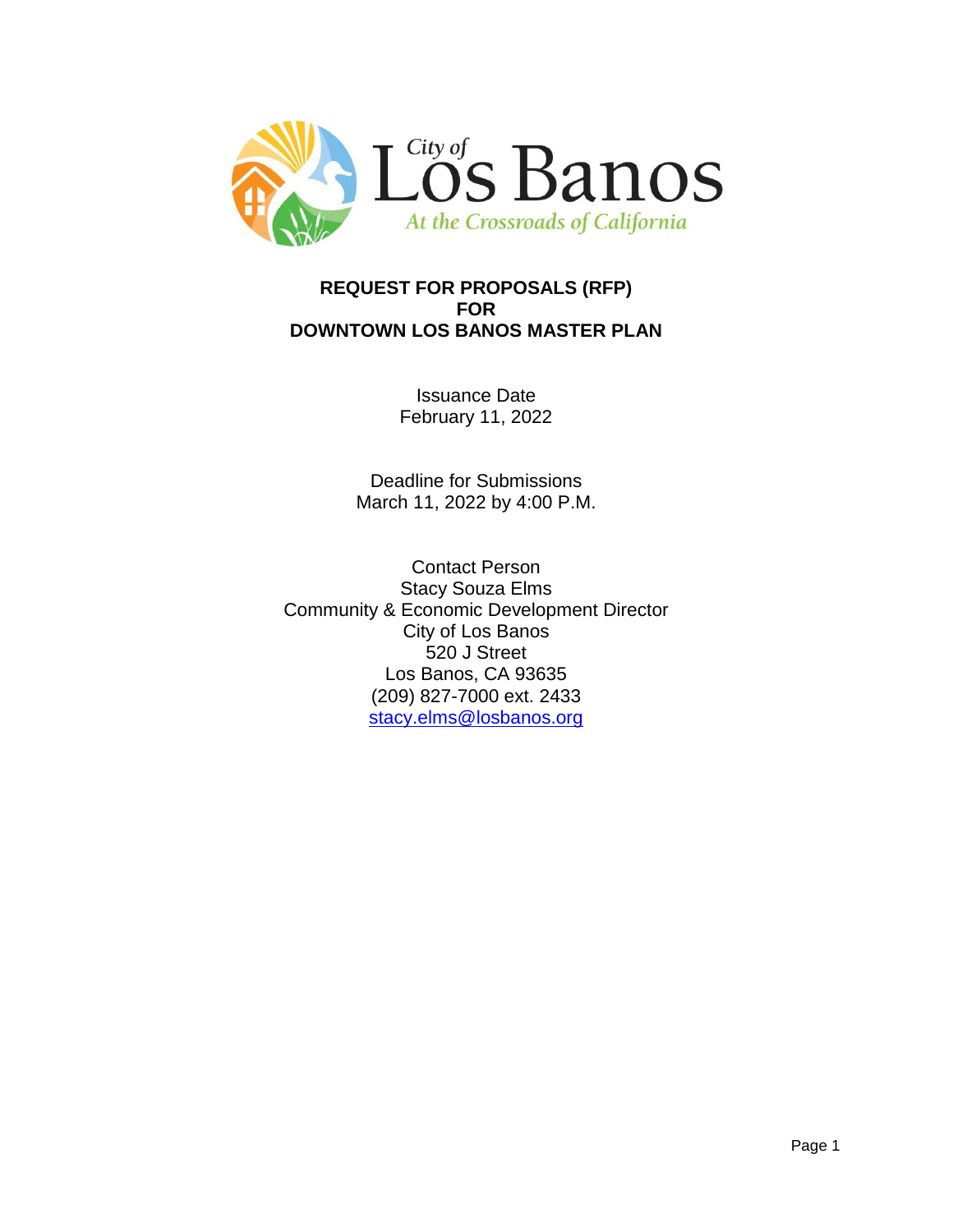City of Los Banos

*At the Crossroads of California*

# REQUEST FOR PROPOSALS (RFP) FOR DOWNTOWN LOS BANOS MASTER PLAN

Issuance Date
February 11, 2022

Deadline for Submissions
March 11, 2022 by 4:00 P.M.

Contact Person
Stacy Souza Elms
Community & Economic Development Director
City of Los Banos
520 J Street
Los Banos, CA 93635
(209) 827-7000 ext. 2433
stacy.elms@losbanos.org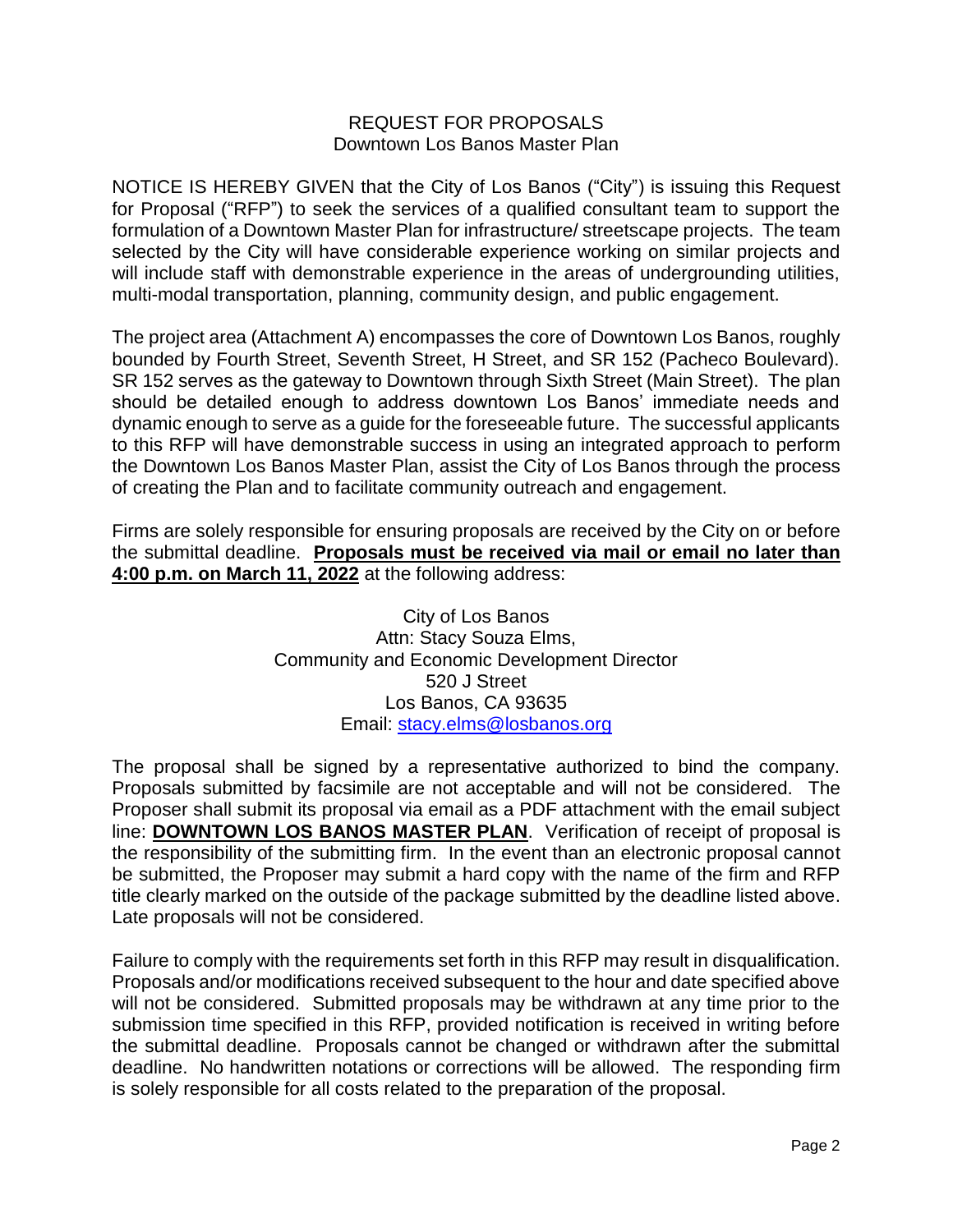REQUEST FOR PROPOSALS
Downtown Los Banos Master Plan

NOTICE IS HEREBY GIVEN that the City of Los Banos ("City") is issuing this Request for Proposal ("RFP") to seek the services of a qualified consultant team to support the formulation of a Downtown Master Plan for infrastructure/ streetscape projects. The team selected by the City will have considerable experience working on similar projects and will include staff with demonstrable experience in the areas of undergrounding utilities, multi-modal transportation, planning, community design, and public engagement.

The project area (Attachment A) encompasses the core of Downtown Los Banos, roughly bounded by Fourth Street, Seventh Street, H Street, and SR 152 (Pacheco Boulevard). SR 152 serves as the gateway to Downtown through Sixth Street (Main Street). The plan should be detailed enough to address downtown Los Banos' immediate needs and dynamic enough to serve as a guide for the foreseeable future. The successful applicants to this RFP will have demonstrable success in using an integrated approach to perform the Downtown Los Banos Master Plan, assist the City of Los Banos through the process of creating the Plan and to facilitate community outreach and engagement.

Firms are solely responsible for ensuring proposals are received by the City on or before the submittal deadline. **Proposals must be received via mail or email no later than 4:00 p.m. on March 11, 2022** at the following address:

City of Los Banos
Attn: Stacy Souza Elms,
Community and Economic Development Director
520 J Street
Los Banos, CA 93635
Email: stacy.elms@losbanos.org

The proposal shall be signed by a representative authorized to bind the company. Proposals submitted by facsimile are not acceptable and will not be considered. The Proposer shall submit its proposal via email as a PDF attachment with the email subject line: **DOWNTOWN LOS BANOS MASTER PLAN**. Verification of receipt of proposal is the responsibility of the submitting firm. In the event than an electronic proposal cannot be submitted, the Proposer may submit a hard copy with the name of the firm and RFP title clearly marked on the outside of the package submitted by the deadline listed above. Late proposals will not be considered.

Failure to comply with the requirements set forth in this RFP may result in disqualification. Proposals and/or modifications received subsequent to the hour and date specified above will not be considered. Submitted proposals may be withdrawn at any time prior to the submission time specified in this RFP, provided notification is received in writing before the submittal deadline. Proposals cannot be changed or withdrawn after the submittal deadline. No handwritten notations or corrections will be allowed. The responding firm is solely responsible for all costs related to the preparation of the proposal.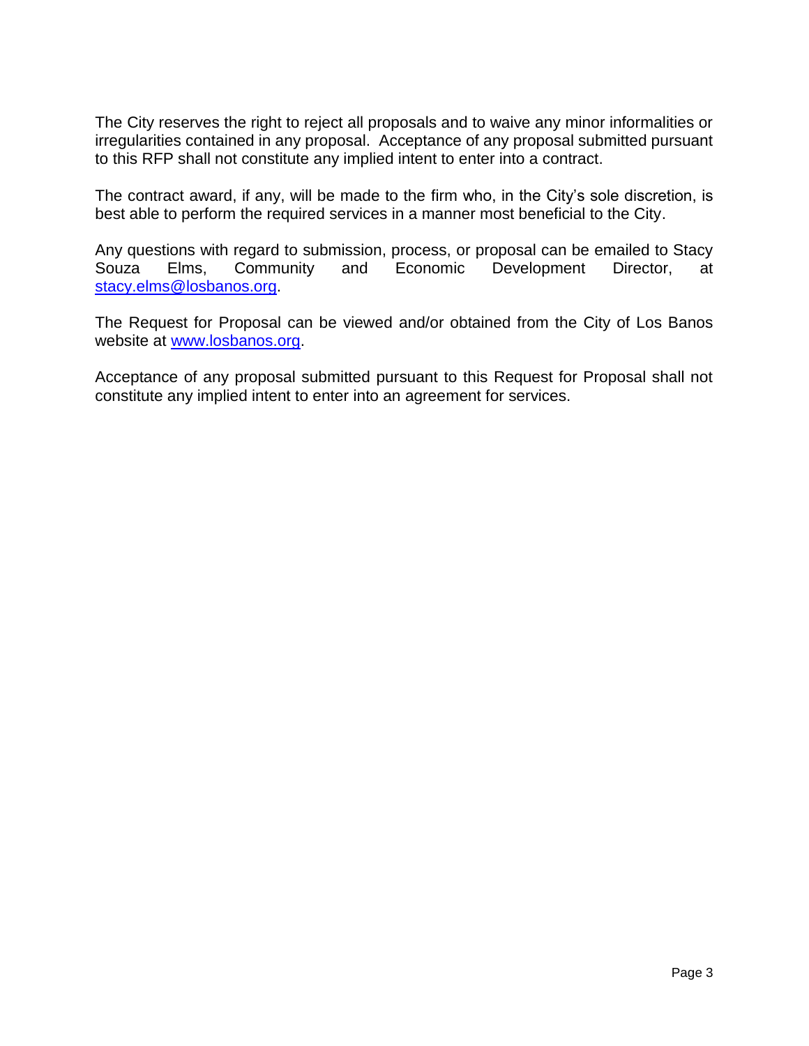The City reserves the right to reject all proposals and to waive any minor informalities or irregularities contained in any proposal. Acceptance of any proposal submitted pursuant to this RFP shall not constitute any implied intent to enter into a contract.

The contract award, if any, will be made to the firm who, in the City's sole discretion, is best able to perform the required services in a manner most beneficial to the City.

Any questions with regard to submission, process, or proposal can be emailed to Stacy Souza Elms, Community and Economic Development Director, at stacy.elms@losbanos.org.

The Request for Proposal can be viewed and/or obtained from the City of Los Banos website at www.losbanos.org.

Acceptance of any proposal submitted pursuant to this Request for Proposal shall not constitute any implied intent to enter into an agreement for services.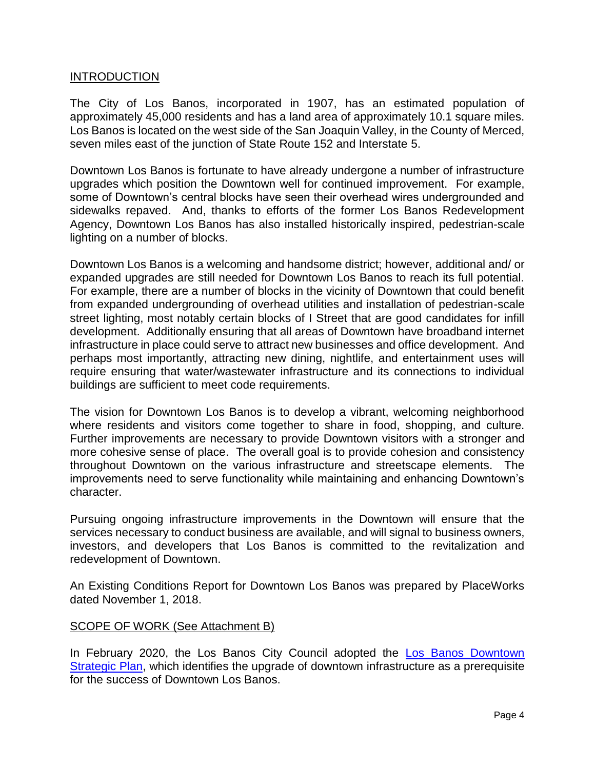## INTRODUCTION

The City of Los Banos, incorporated in 1907, has an estimated population of approximately 45,000 residents and has a land area of approximately 10.1 square miles. Los Banos is located on the west side of the San Joaquin Valley, in the County of Merced, seven miles east of the junction of State Route 152 and Interstate 5.

Downtown Los Banos is fortunate to have already undergone a number of infrastructure upgrades which position the Downtown well for continued improvement. For example, some of Downtown's central blocks have seen their overhead wires undergrounded and sidewalks repaved. And, thanks to efforts of the former Los Banos Redevelopment Agency, Downtown Los Banos has also installed historically inspired, pedestrian-scale lighting on a number of blocks.

Downtown Los Banos is a welcoming and handsome district; however, additional and/ or expanded upgrades are still needed for Downtown Los Banos to reach its full potential. For example, there are a number of blocks in the vicinity of Downtown that could benefit from expanded undergrounding of overhead utilities and installation of pedestrian-scale street lighting, most notably certain blocks of I Street that are good candidates for infill development. Additionally ensuring that all areas of Downtown have broadband internet infrastructure in place could serve to attract new businesses and office development. And perhaps most importantly, attracting new dining, nightlife, and entertainment uses will require ensuring that water/wastewater infrastructure and its connections to individual buildings are sufficient to meet code requirements.

The vision for Downtown Los Banos is to develop a vibrant, welcoming neighborhood where residents and visitors come together to share in food, shopping, and culture. Further improvements are necessary to provide Downtown visitors with a stronger and more cohesive sense of place. The overall goal is to provide cohesion and consistency throughout Downtown on the various infrastructure and streetscape elements. The improvements need to serve functionality while maintaining and enhancing Downtown's character.

Pursuing ongoing infrastructure improvements in the Downtown will ensure that the services necessary to conduct business are available, and will signal to business owners, investors, and developers that Los Banos is committed to the revitalization and redevelopment of Downtown.

An Existing Conditions Report for Downtown Los Banos was prepared by PlaceWorks dated November 1, 2018.

## SCOPE OF WORK (See Attachment B)

In February 2020, the Los Banos City Council adopted the Los Banos Downtown Strategic Plan, which identifies the upgrade of downtown infrastructure as a prerequisite for the success of Downtown Los Banos.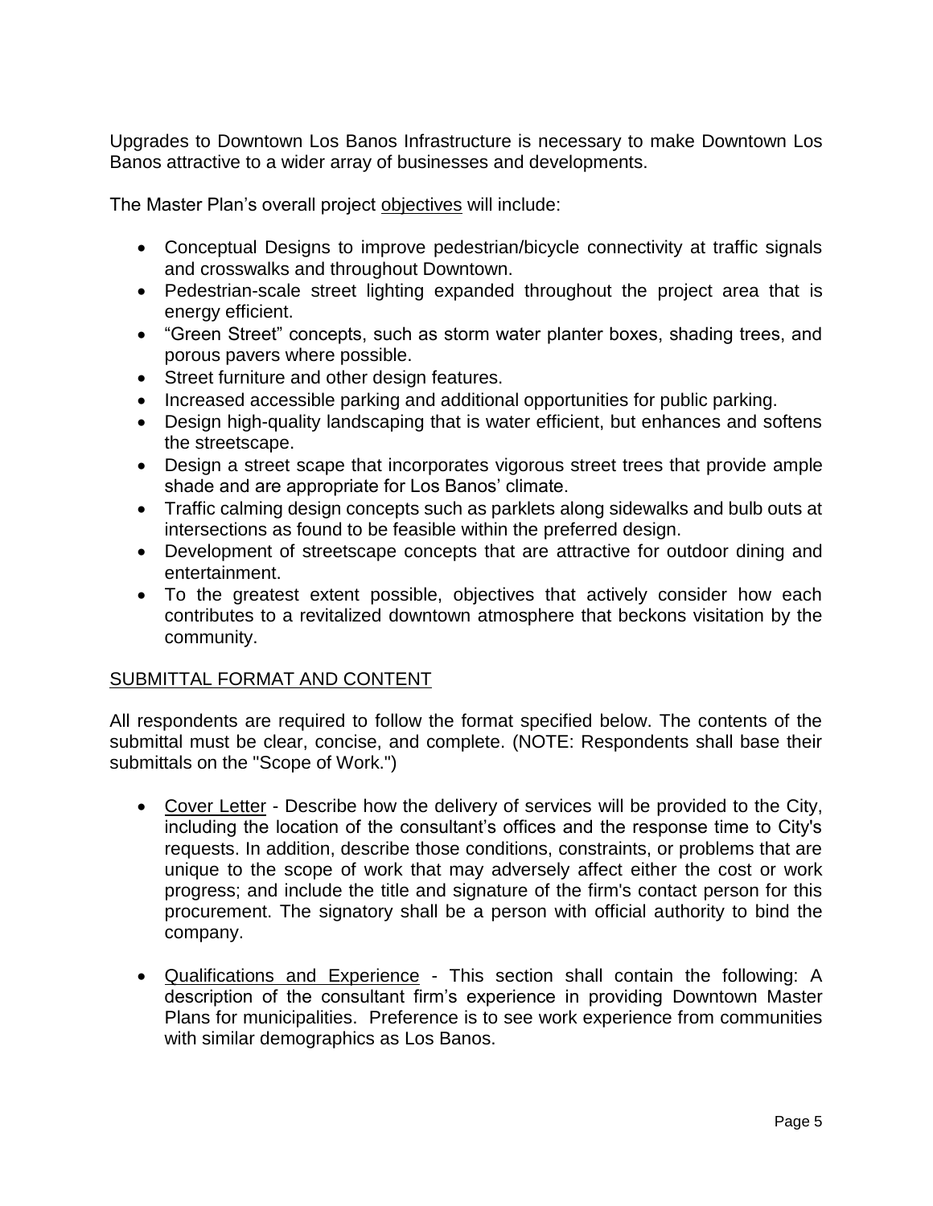Upgrades to Downtown Los Banos Infrastructure is necessary to make Downtown Los Banos attractive to a wider array of businesses and developments.

The Master Plan's overall project <u>objectives</u> will include:

- Conceptual Designs to improve pedestrian/bicycle connectivity at traffic signals and crosswalks and throughout Downtown.
- Pedestrian-scale street lighting expanded throughout the project area that is energy efficient.
- "Green Street" concepts, such as storm water planter boxes, shading trees, and porous pavers where possible.
- Street furniture and other design features.
- Increased accessible parking and additional opportunities for public parking.
- Design high-quality landscaping that is water efficient, but enhances and softens the streetscape.
- Design a street scape that incorporates vigorous street trees that provide ample shade and are appropriate for Los Banos' climate.
- Traffic calming design concepts such as parklets along sidewalks and bulb outs at intersections as found to be feasible within the preferred design.
- Development of streetscape concepts that are attractive for outdoor dining and entertainment.
- To the greatest extent possible, objectives that actively consider how each contributes to a revitalized downtown atmosphere that beckons visitation by the community.

## <u>SUBMITTAL FORMAT AND CONTENT</u>

All respondents are required to follow the format specified below. The contents of the submittal must be clear, concise, and complete. (NOTE: Respondents shall base their submittals on the "Scope of Work.")

- <u>Cover Letter</u> - Describe how the delivery of services will be provided to the City, including the location of the consultant's offices and the response time to City's requests. In addition, describe those conditions, constraints, or problems that are unique to the scope of work that may adversely affect either the cost or work progress; and include the title and signature of the firm's contact person for this procurement. The signatory shall be a person with official authority to bind the company.

- <u>Qualifications and Experience</u> - This section shall contain the following: A description of the consultant firm's experience in providing Downtown Master Plans for municipalities. Preference is to see work experience from communities with similar demographics as Los Banos.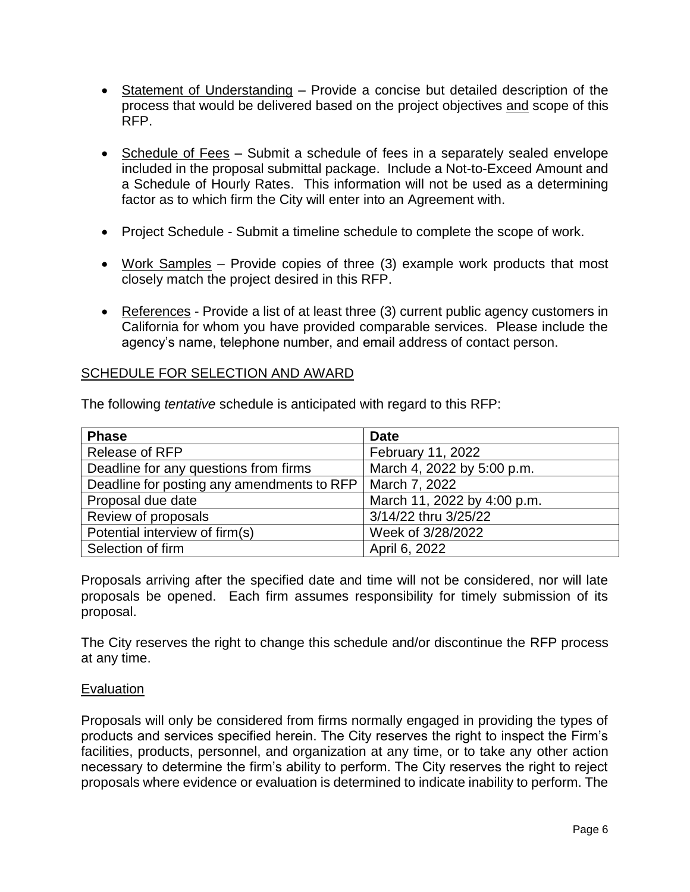- Statement of Understanding – Provide a concise but detailed description of the process that would be delivered based on the project objectives and scope of this RFP.

- Schedule of Fees – Submit a schedule of fees in a separately sealed envelope included in the proposal submittal package. Include a Not-to-Exceed Amount and a Schedule of Hourly Rates. This information will not be used as a determining factor as to which firm the City will enter into an Agreement with.

- Project Schedule - Submit a timeline schedule to complete the scope of work.

- Work Samples – Provide copies of three (3) example work products that most closely match the project desired in this RFP.

- References - Provide a list of at least three (3) current public agency customers in California for whom you have provided comparable services. Please include the agency's name, telephone number, and email address of contact person.

## SCHEDULE FOR SELECTION AND AWARD

The following *tentative* schedule is anticipated with regard to this RFP:

| Phase | Date |
| --- | --- |
| Release of RFP | February 11, 2022 |
| Deadline for any questions from firms | March 4, 2022 by 5:00 p.m. |
| Deadline for posting any amendments to RFP | March 7, 2022 |
| Proposal due date | March 11, 2022 by 4:00 p.m. |
| Review of proposals | 3/14/22 thru 3/25/22 |
| Potential interview of firm(s) | Week of 3/28/2022 |
| Selection of firm | April 6, 2022 |

Proposals arriving after the specified date and time will not be considered, nor will late proposals be opened. Each firm assumes responsibility for timely submission of its proposal.

The City reserves the right to change this schedule and/or discontinue the RFP process at any time.

### Evaluation

Proposals will only be considered from firms normally engaged in providing the types of products and services specified herein. The City reserves the right to inspect the Firm's facilities, products, personnel, and organization at any time, or to take any other action necessary to determine the firm's ability to perform. The City reserves the right to reject proposals where evidence or evaluation is determined to indicate inability to perform. The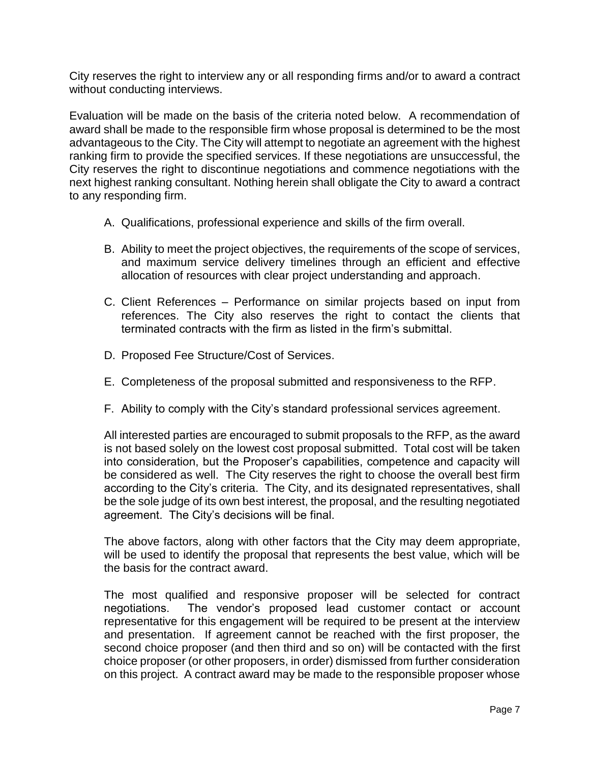City reserves the right to interview any or all responding firms and/or to award a contract without conducting interviews.

Evaluation will be made on the basis of the criteria noted below. A recommendation of award shall be made to the responsible firm whose proposal is determined to be the most advantageous to the City. The City will attempt to negotiate an agreement with the highest ranking firm to provide the specified services. If these negotiations are unsuccessful, the City reserves the right to discontinue negotiations and commence negotiations with the next highest ranking consultant. Nothing herein shall obligate the City to award a contract to any responding firm.

A. Qualifications, professional experience and skills of the firm overall.

B. Ability to meet the project objectives, the requirements of the scope of services, and maximum service delivery timelines through an efficient and effective allocation of resources with clear project understanding and approach.

C. Client References – Performance on similar projects based on input from references. The City also reserves the right to contact the clients that terminated contracts with the firm as listed in the firm's submittal.

D. Proposed Fee Structure/Cost of Services.

E. Completeness of the proposal submitted and responsiveness to the RFP.

F. Ability to comply with the City's standard professional services agreement.

All interested parties are encouraged to submit proposals to the RFP, as the award is not based solely on the lowest cost proposal submitted. Total cost will be taken into consideration, but the Proposer's capabilities, competence and capacity will be considered as well. The City reserves the right to choose the overall best firm according to the City's criteria. The City, and its designated representatives, shall be the sole judge of its own best interest, the proposal, and the resulting negotiated agreement. The City's decisions will be final.

The above factors, along with other factors that the City may deem appropriate, will be used to identify the proposal that represents the best value, which will be the basis for the contract award.

The most qualified and responsive proposer will be selected for contract negotiations. The vendor's proposed lead customer contact or account representative for this engagement will be required to be present at the interview and presentation. If agreement cannot be reached with the first proposer, the second choice proposer (and then third and so on) will be contacted with the first choice proposer (or other proposers, in order) dismissed from further consideration on this project. A contract award may be made to the responsible proposer whose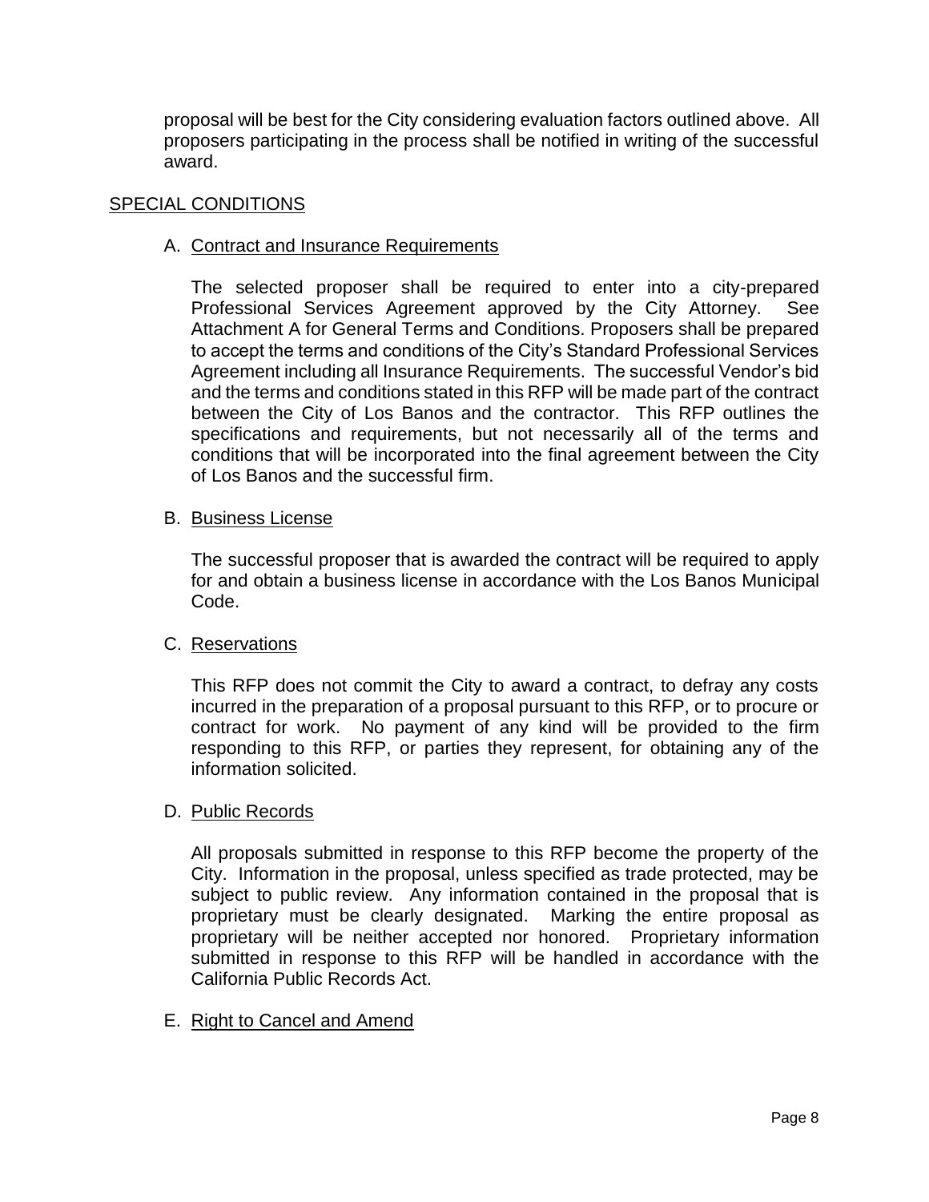proposal will be best for the City considering evaluation factors outlined above. All proposers participating in the process shall be notified in writing of the successful award.

## SPECIAL CONDITIONS

### A. Contract and Insurance Requirements

The selected proposer shall be required to enter into a city-prepared Professional Services Agreement approved by the City Attorney. See Attachment A for General Terms and Conditions. Proposers shall be prepared to accept the terms and conditions of the City's Standard Professional Services Agreement including all Insurance Requirements. The successful Vendor's bid and the terms and conditions stated in this RFP will be made part of the contract between the City of Los Banos and the contractor. This RFP outlines the specifications and requirements, but not necessarily all of the terms and conditions that will be incorporated into the final agreement between the City of Los Banos and the successful firm.

### B. Business License

The successful proposer that is awarded the contract will be required to apply for and obtain a business license in accordance with the Los Banos Municipal Code.

### C. Reservations

This RFP does not commit the City to award a contract, to defray any costs incurred in the preparation of a proposal pursuant to this RFP, or to procure or contract for work. No payment of any kind will be provided to the firm responding to this RFP, or parties they represent, for obtaining any of the information solicited.

### D. Public Records

All proposals submitted in response to this RFP become the property of the City. Information in the proposal, unless specified as trade protected, may be subject to public review. Any information contained in the proposal that is proprietary must be clearly designated. Marking the entire proposal as proprietary will be neither accepted nor honored. Proprietary information submitted in response to this RFP will be handled in accordance with the California Public Records Act.

### E. Right to Cancel and Amend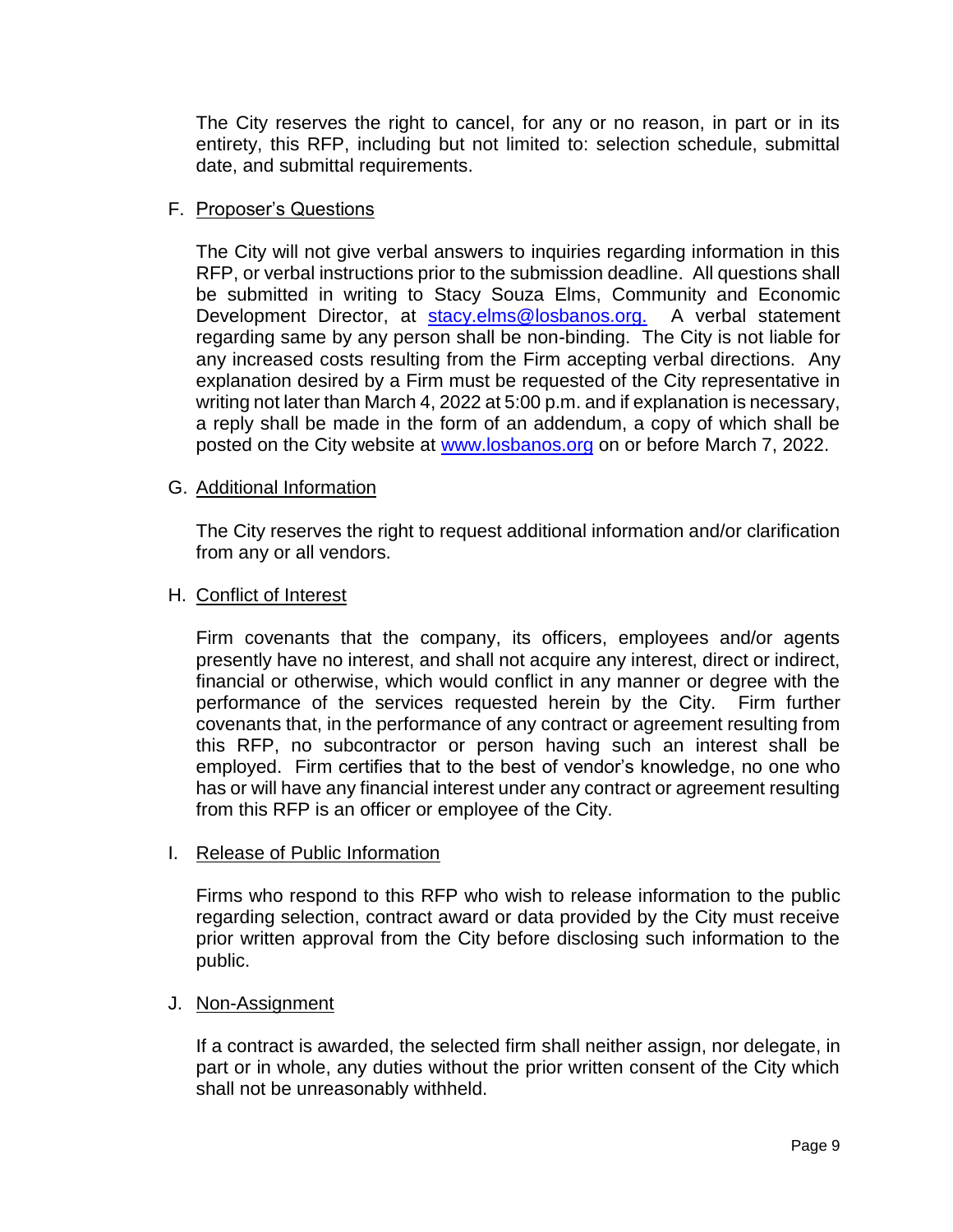The City reserves the right to cancel, for any or no reason, in part or in its entirety, this RFP, including but not limited to: selection schedule, submittal date, and submittal requirements.

F. Proposer's Questions

The City will not give verbal answers to inquiries regarding information in this RFP, or verbal instructions prior to the submission deadline. All questions shall be submitted in writing to Stacy Souza Elms, Community and Economic Development Director, at [stacy.elms@losbanos.org.](mailto:stacy.elms@losbanos.org) A verbal statement regarding same by any person shall be non-binding. The City is not liable for any increased costs resulting from the Firm accepting verbal directions. Any explanation desired by a Firm must be requested of the City representative in writing not later than March 4, 2022 at 5:00 p.m. and if explanation is necessary, a reply shall be made in the form of an addendum, a copy of which shall be posted on the City website at [www.losbanos.org](http://www.losbanos.org) on or before March 7, 2022.

G. Additional Information

The City reserves the right to request additional information and/or clarification from any or all vendors.

H. Conflict of Interest

Firm covenants that the company, its officers, employees and/or agents presently have no interest, and shall not acquire any interest, direct or indirect, financial or otherwise, which would conflict in any manner or degree with the performance of the services requested herein by the City. Firm further covenants that, in the performance of any contract or agreement resulting from this RFP, no subcontractor or person having such an interest shall be employed. Firm certifies that to the best of vendor's knowledge, no one who has or will have any financial interest under any contract or agreement resulting from this RFP is an officer or employee of the City.

I. Release of Public Information

Firms who respond to this RFP who wish to release information to the public regarding selection, contract award or data provided by the City must receive prior written approval from the City before disclosing such information to the public.

J. Non-Assignment

If a contract is awarded, the selected firm shall neither assign, nor delegate, in part or in whole, any duties without the prior written consent of the City which shall not be unreasonably withheld.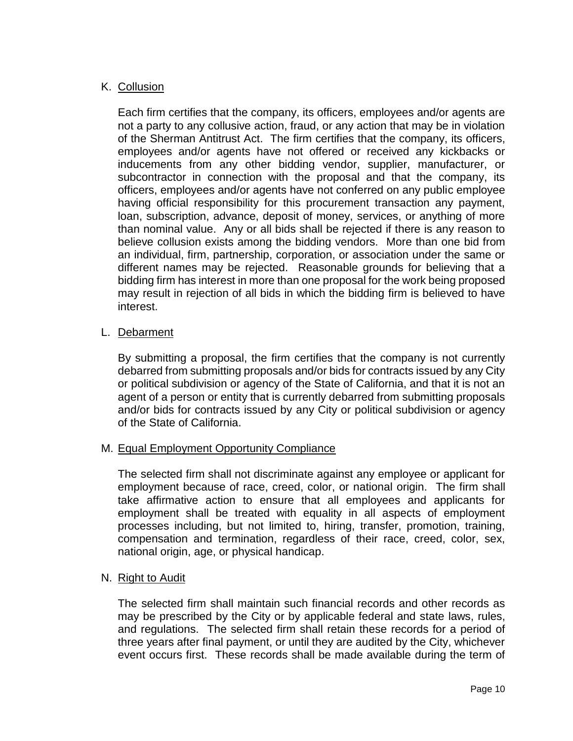K. Collusion

Each firm certifies that the company, its officers, employees and/or agents are not a party to any collusive action, fraud, or any action that may be in violation of the Sherman Antitrust Act. The firm certifies that the company, its officers, employees and/or agents have not offered or received any kickbacks or inducements from any other bidding vendor, supplier, manufacturer, or subcontractor in connection with the proposal and that the company, its officers, employees and/or agents have not conferred on any public employee having official responsibility for this procurement transaction any payment, loan, subscription, advance, deposit of money, services, or anything of more than nominal value. Any or all bids shall be rejected if there is any reason to believe collusion exists among the bidding vendors. More than one bid from an individual, firm, partnership, corporation, or association under the same or different names may be rejected. Reasonable grounds for believing that a bidding firm has interest in more than one proposal for the work being proposed may result in rejection of all bids in which the bidding firm is believed to have interest.

L. Debarment

By submitting a proposal, the firm certifies that the company is not currently debarred from submitting proposals and/or bids for contracts issued by any City or political subdivision or agency of the State of California, and that it is not an agent of a person or entity that is currently debarred from submitting proposals and/or bids for contracts issued by any City or political subdivision or agency of the State of California.

M. Equal Employment Opportunity Compliance

The selected firm shall not discriminate against any employee or applicant for employment because of race, creed, color, or national origin. The firm shall take affirmative action to ensure that all employees and applicants for employment shall be treated with equality in all aspects of employment processes including, but not limited to, hiring, transfer, promotion, training, compensation and termination, regardless of their race, creed, color, sex, national origin, age, or physical handicap.

N. Right to Audit

The selected firm shall maintain such financial records and other records as may be prescribed by the City or by applicable federal and state laws, rules, and regulations. The selected firm shall retain these records for a period of three years after final payment, or until they are audited by the City, whichever event occurs first. These records shall be made available during the term of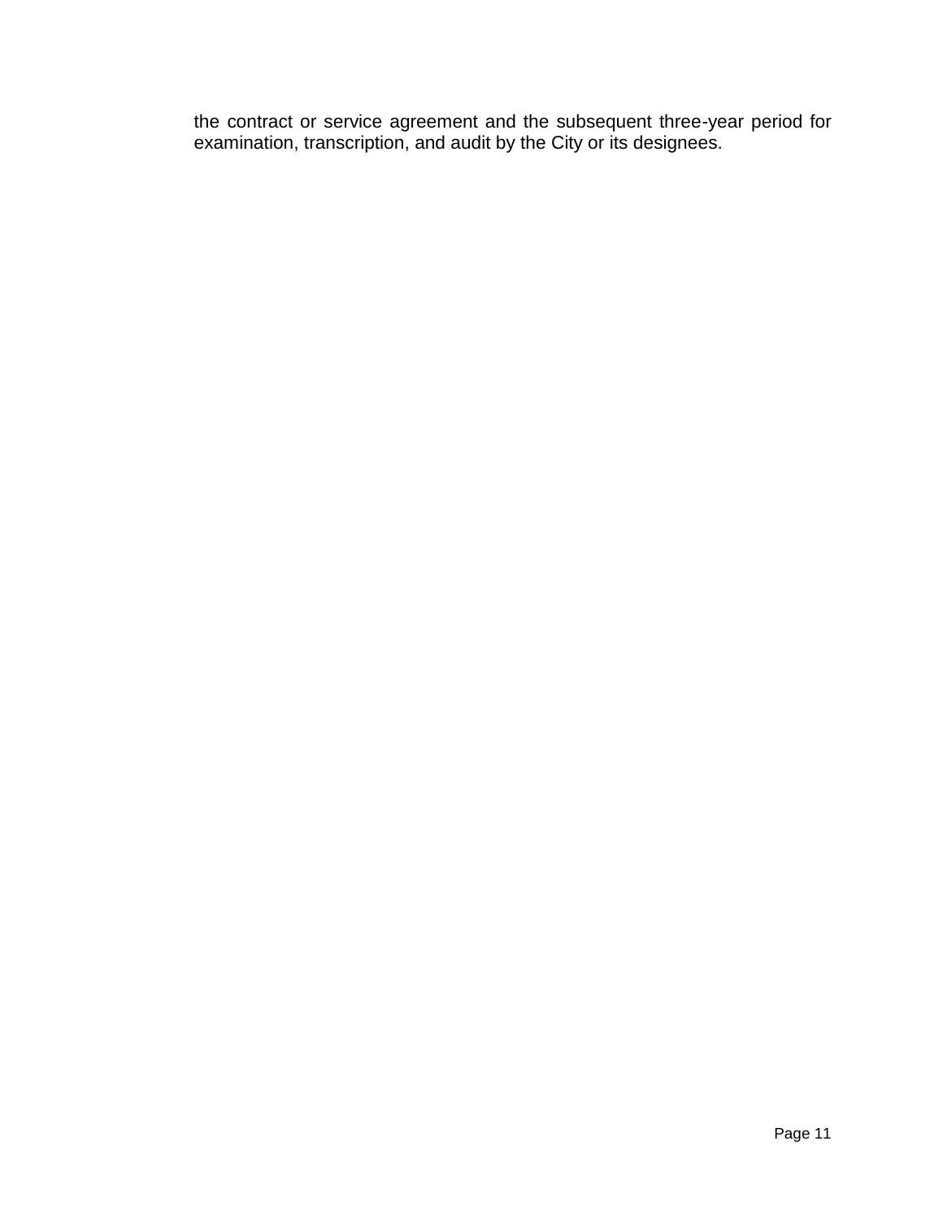the contract or service agreement and the subsequent three-year period for examination, transcription, and audit by the City or its designees.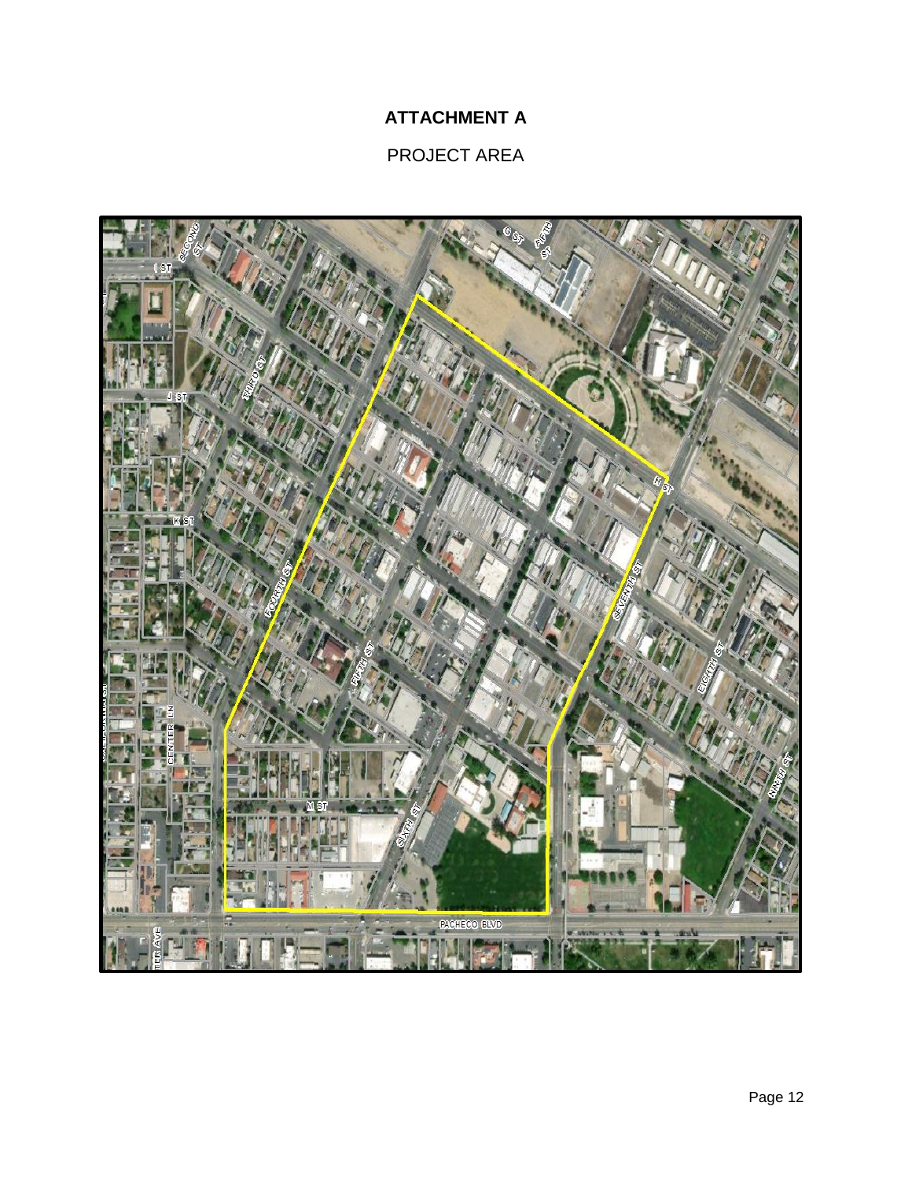# ATTACHMENT A

PROJECT AREA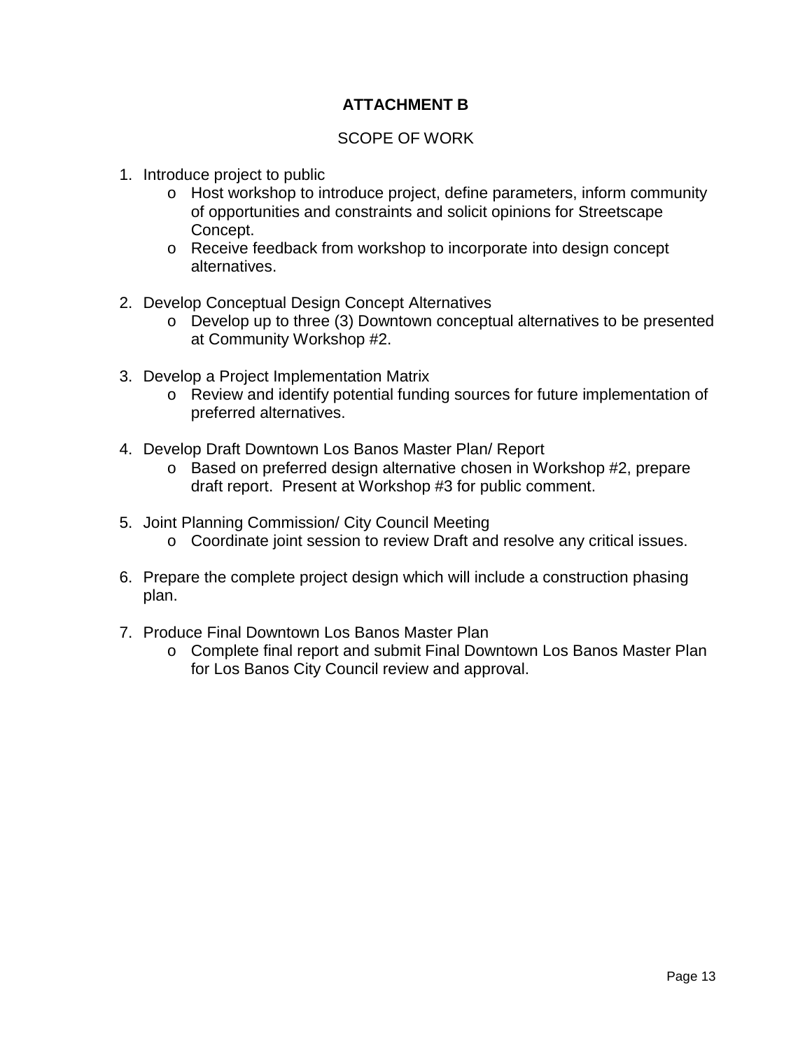# ATTACHMENT B

## SCOPE OF WORK

1. Introduce project to public
   - Host workshop to introduce project, define parameters, inform community of opportunities and constraints and solicit opinions for Streetscape Concept.
   - Receive feedback from workshop to incorporate into design concept alternatives.

2. Develop Conceptual Design Concept Alternatives
   - Develop up to three (3) Downtown conceptual alternatives to be presented at Community Workshop #2.

3. Develop a Project Implementation Matrix
   - Review and identify potential funding sources for future implementation of preferred alternatives.

4. Develop Draft Downtown Los Banos Master Plan/ Report
   - Based on preferred design alternative chosen in Workshop #2, prepare draft report. Present at Workshop #3 for public comment.

5. Joint Planning Commission/ City Council Meeting
   - Coordinate joint session to review Draft and resolve any critical issues.

6. Prepare the complete project design which will include a construction phasing plan.

7. Produce Final Downtown Los Banos Master Plan
   - Complete final report and submit Final Downtown Los Banos Master Plan for Los Banos City Council review and approval.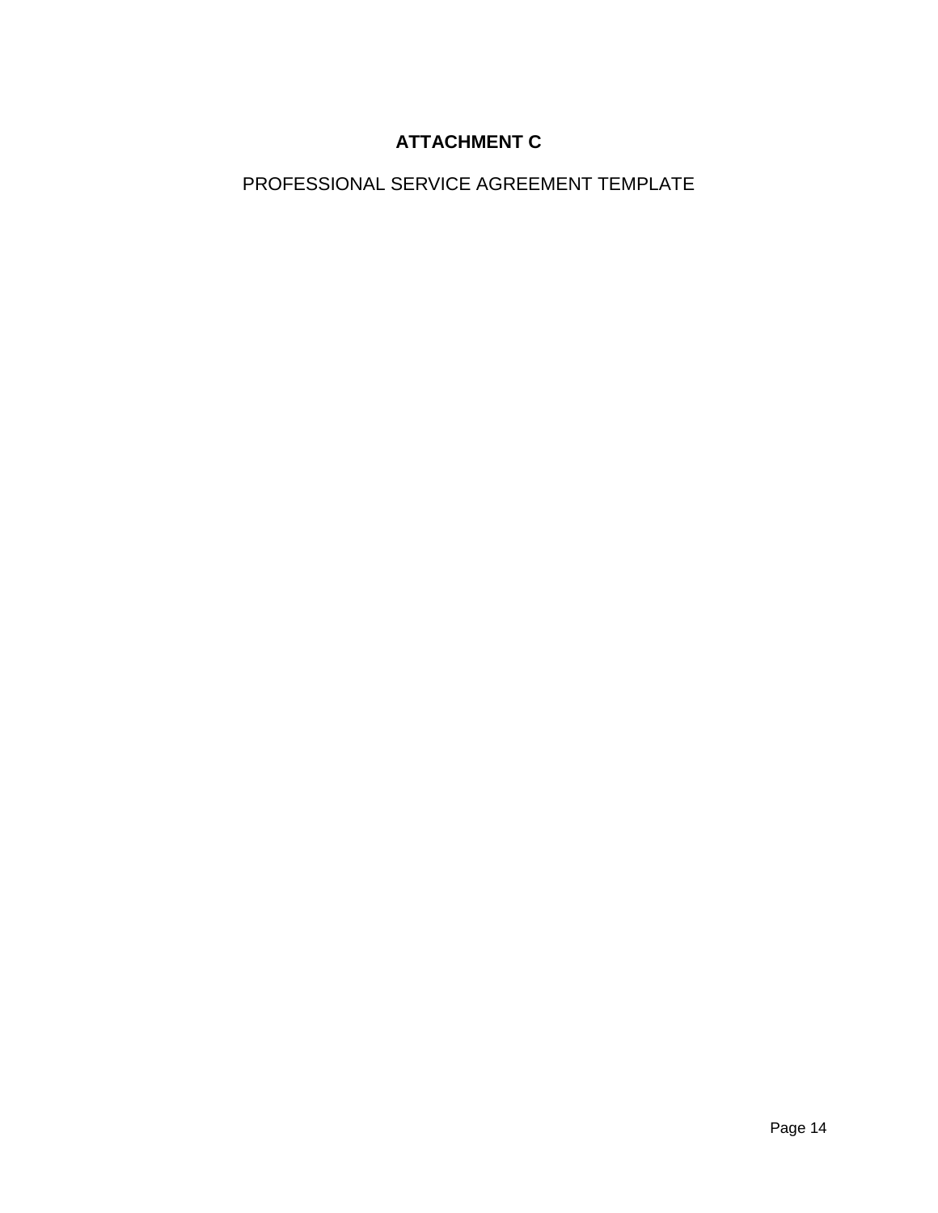# ATTACHMENT C

PROFESSIONAL SERVICE AGREEMENT TEMPLATE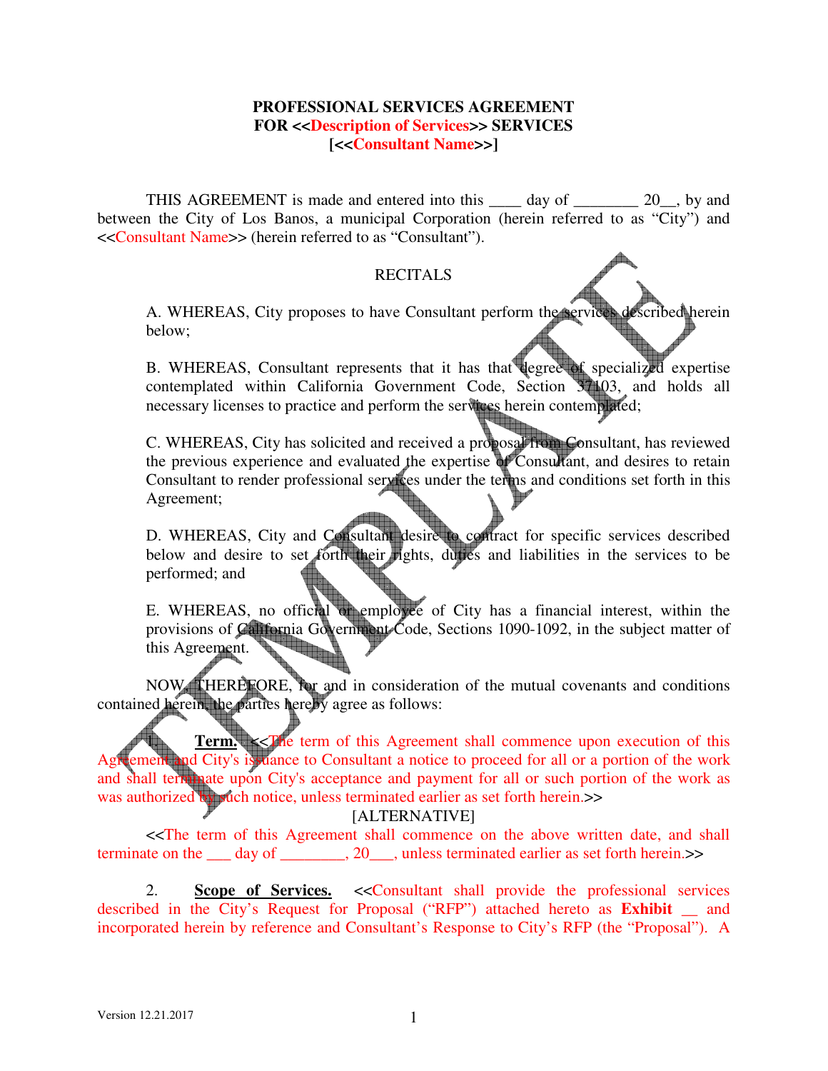**PROFESSIONAL SERVICES AGREEMENT**
**FOR <<Description of Services>> SERVICES**
**[<<Consultant Name>>]**

THIS AGREEMENT is made and entered into this ____ day of ________ 20__, by and between the City of Los Banos, a municipal Corporation (herein referred to as "City") and <<Consultant Name>> (herein referred to as "Consultant").

RECITALS

A. WHEREAS, City proposes to have Consultant perform the services described herein below;

B. WHEREAS, Consultant represents that it has that degree of specialized expertise contemplated within California Government Code, Section 37103, and holds all necessary licenses to practice and perform the services herein contemplated;

C. WHEREAS, City has solicited and received a proposal from Consultant, has reviewed the previous experience and evaluated the expertise of Consultant, and desires to retain Consultant to render professional services under the terms and conditions set forth in this Agreement;

D. WHEREAS, City and Consultant desire to contract for specific services described below and desire to set forth their rights, duties and liabilities in the services to be performed; and

E. WHEREAS, no official or employee of City has a financial interest, within the provisions of California Government Code, Sections 1090-1092, in the subject matter of this Agreement.

NOW, THEREFORE, for and in consideration of the mutual covenants and conditions contained herein, the parties hereby agree as follows:

1. **Term.** <<The term of this Agreement shall commence upon execution of this Agreement and City's issuance to Consultant a notice to proceed for all or a portion of the work and shall terminate upon City's acceptance and payment for all or such portion of the work as was authorized by such notice, unless terminated earlier as set forth herein.>>

[ALTERNATIVE]

<<The term of this Agreement shall commence on the above written date, and shall terminate on the ___ day of ________, 20___, unless terminated earlier as set forth herein.>>

2. **Scope of Services.** <<Consultant shall provide the professional services described in the City's Request for Proposal ("RFP") attached hereto as **Exhibit __** and incorporated herein by reference and Consultant's Response to City's RFP (the "Proposal"). A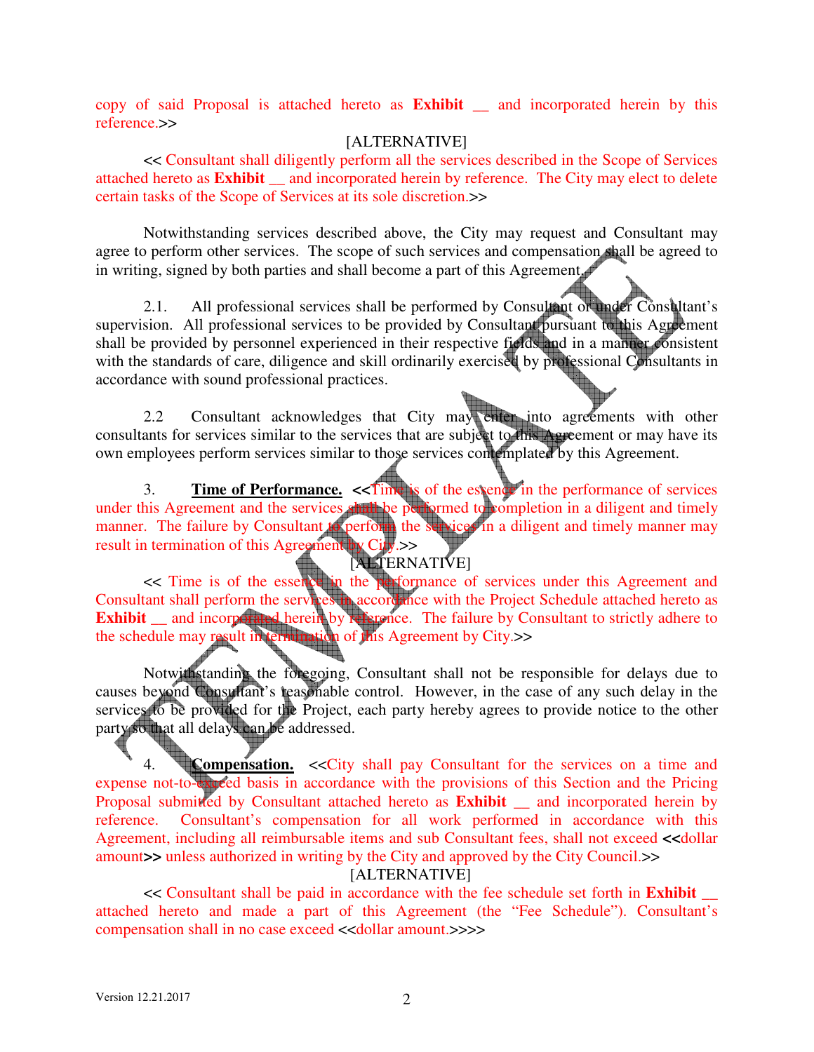copy of said Proposal is attached hereto as **Exhibit __** and incorporated herein by this reference.>>

[ALTERNATIVE]

<< Consultant shall diligently perform all the services described in the Scope of Services attached hereto as **Exhibit** __ and incorporated herein by reference. The City may elect to delete certain tasks of the Scope of Services at its sole discretion.>>

Notwithstanding services described above, the City may request and Consultant may agree to perform other services. The scope of such services and compensation shall be agreed to in writing, signed by both parties and shall become a part of this Agreement.

2.1. All professional services shall be performed by Consultant or under Consultant's supervision. All professional services to be provided by Consultant pursuant to this Agreement shall be provided by personnel experienced in their respective fields and in a manner consistent with the standards of care, diligence and skill ordinarily exercised by professional Consultants in accordance with sound professional practices.

2.2 Consultant acknowledges that City may enter into agreements with other consultants for services similar to the services that are subject to this Agreement or may have its own employees perform services similar to those services contemplated by this Agreement.

3. **Time of Performance.** <<Time is of the essence in the performance of services under this Agreement and the services shall be performed to completion in a diligent and timely manner. The failure by Consultant to perform the services in a diligent and timely manner may result in termination of this Agreement by City.>>

[ALTERNATIVE]

<< Time is of the essence in the performance of services under this Agreement and Consultant shall perform the services in accordance with the Project Schedule attached hereto as **Exhibit** __ and incorporated herein by reference. The failure by Consultant to strictly adhere to the schedule may result in termination of this Agreement by City.>>

Notwithstanding the foregoing, Consultant shall not be responsible for delays due to causes beyond Consultant's reasonable control. However, in the case of any such delay in the services to be provided for the Project, each party hereby agrees to provide notice to the other party so that all delays can be addressed.

4. **Compensation.** <<City shall pay Consultant for the services on a time and expense not-to-exceed basis in accordance with the provisions of this Section and the Pricing Proposal submitted by Consultant attached hereto as **Exhibit** __ and incorporated herein by reference. Consultant's compensation for all work performed in accordance with this Agreement, including all reimbursable items and sub Consultant fees, shall not exceed **<<**dollar amount**>>** unless authorized in writing by the City and approved by the City Council.>>

[ALTERNATIVE]

<< Consultant shall be paid in accordance with the fee schedule set forth in **Exhibit** __ attached hereto and made a part of this Agreement (the "Fee Schedule"). Consultant's compensation shall in no case exceed <<dollar amount.>>>>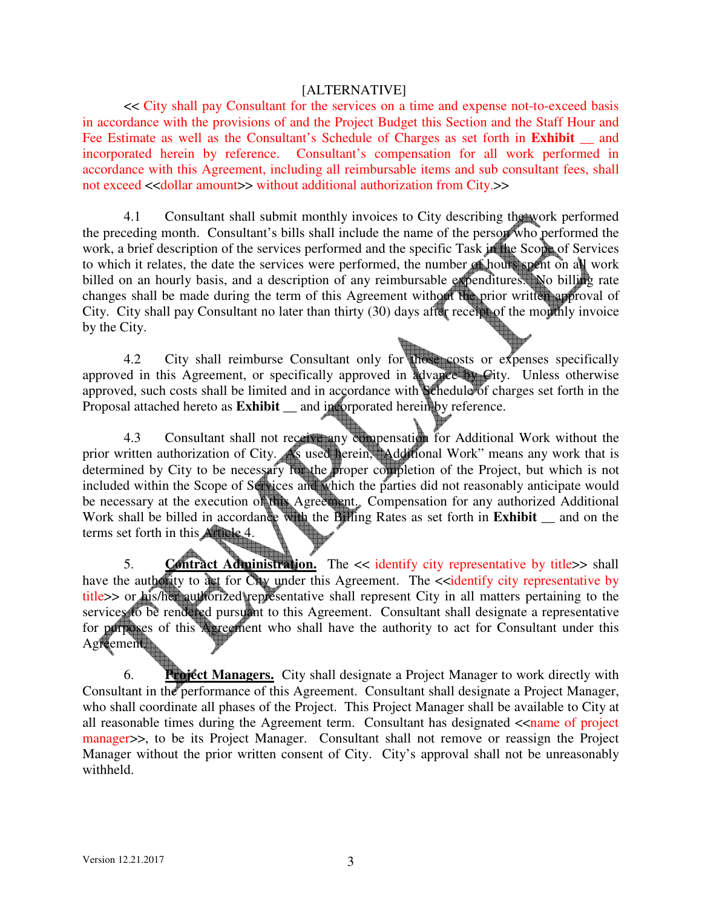[ALTERNATIVE]

<< City shall pay Consultant for the services on a time and expense not-to-exceed basis in accordance with the provisions of and the Project Budget this Section and the Staff Hour and Fee Estimate as well as the Consultant's Schedule of Charges as set forth in **Exhibit** __ and incorporated herein by reference. Consultant's compensation for all work performed in accordance with this Agreement, including all reimbursable items and sub consultant fees, shall not exceed <<dollar amount>> without additional authorization from City.>>

4.1 Consultant shall submit monthly invoices to City describing the work performed the preceding month. Consultant's bills shall include the name of the person who performed the work, a brief description of the services performed and the specific Task in the Scope of Services to which it relates, the date the services were performed, the number of hours spent on all work billed on an hourly basis, and a description of any reimbursable expenditures. No billing rate changes shall be made during the term of this Agreement without the prior written approval of City. City shall pay Consultant no later than thirty (30) days after receipt of the monthly invoice by the City.

4.2 City shall reimburse Consultant only for those costs or expenses specifically approved in this Agreement, or specifically approved in advance by City. Unless otherwise approved, such costs shall be limited and in accordance with Schedule of charges set forth in the Proposal attached hereto as **Exhibit** __ and incorporated herein by reference.

4.3 Consultant shall not receive any compensation for Additional Work without the prior written authorization of City. As used herein, "Additional Work" means any work that is determined by City to be necessary for the proper completion of the Project, but which is not included within the Scope of Services and which the parties did not reasonably anticipate would be necessary at the execution of this Agreement. Compensation for any authorized Additional Work shall be billed in accordance with the Billing Rates as set forth in **Exhibit** __ and on the terms set forth in this Article 4.

5. **Contract Administration.** The << identify city representative by title>> shall have the authority to act for City under this Agreement. The <<identify city representative by title>> or his/her authorized representative shall represent City in all matters pertaining to the services to be rendered pursuant to this Agreement. Consultant shall designate a representative for purposes of this Agreement who shall have the authority to act for Consultant under this Agreement.

6. **Project Managers.** City shall designate a Project Manager to work directly with Consultant in the performance of this Agreement. Consultant shall designate a Project Manager, who shall coordinate all phases of the Project. This Project Manager shall be available to City at all reasonable times during the Agreement term. Consultant has designated <<name of project manager>>, to be its Project Manager. Consultant shall not remove or reassign the Project Manager without the prior written consent of City. City's approval shall not be unreasonably withheld.

Version 12.21.2017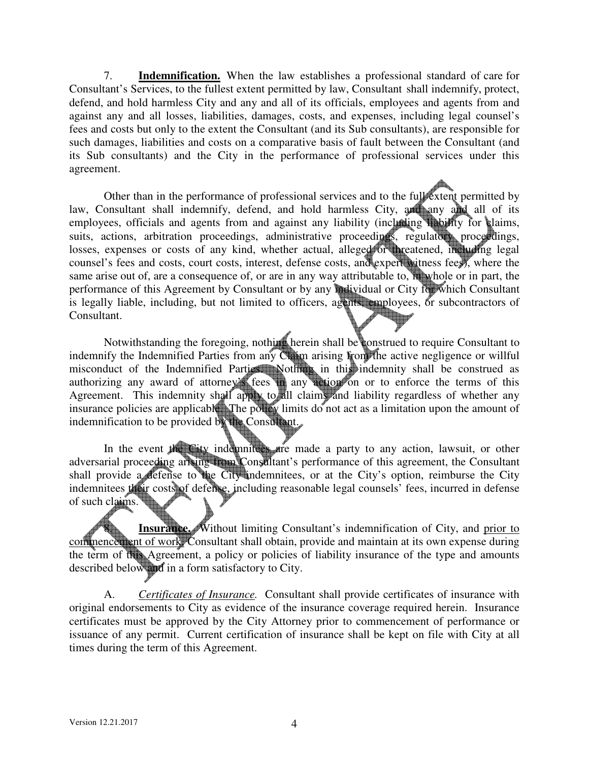7. **Indemnification.** When the law establishes a professional standard of care for Consultant's Services, to the fullest extent permitted by law, Consultant shall indemnify, protect, defend, and hold harmless City and any and all of its officials, employees and agents from and against any and all losses, liabilities, damages, costs, and expenses, including legal counsel's fees and costs but only to the extent the Consultant (and its Sub consultants), are responsible for such damages, liabilities and costs on a comparative basis of fault between the Consultant (and its Sub consultants) and the City in the performance of professional services under this agreement.

Other than in the performance of professional services and to the full extent permitted by law, Consultant shall indemnify, defend, and hold harmless City, and any and all of its employees, officials and agents from and against any liability (including liability for claims, suits, actions, arbitration proceedings, administrative proceedings, regulatory proceedings, losses, expenses or costs of any kind, whether actual, alleged or threatened, including legal counsel's fees and costs, court costs, interest, defense costs, and expert witness fees), where the same arise out of, are a consequence of, or are in any way attributable to, in whole or in part, the performance of this Agreement by Consultant or by any individual or City for which Consultant is legally liable, including, but not limited to officers, agents, employees, or subcontractors of Consultant.

Notwithstanding the foregoing, nothing herein shall be construed to require Consultant to indemnify the Indemnified Parties from any Claim arising from the active negligence or willful misconduct of the Indemnified Parties. Nothing in this indemnity shall be construed as authorizing any award of attorney's fees in any action on or to enforce the terms of this Agreement. This indemnity shall apply to all claims and liability regardless of whether any insurance policies are applicable. The policy limits do not act as a limitation upon the amount of indemnification to be provided by the Consultant.

In the event the City indemnitees are made a party to any action, lawsuit, or other adversarial proceeding arising from Consultant's performance of this agreement, the Consultant shall provide a defense to the City indemnitees, or at the City's option, reimburse the City indemnitees their costs of defense, including reasonable legal counsels' fees, incurred in defense of such claims.

8. **Insurance.** Without limiting Consultant's indemnification of City, and prior to commencement of work, Consultant shall obtain, provide and maintain at its own expense during the term of this Agreement, a policy or policies of liability insurance of the type and amounts described below and in a form satisfactory to City.

A. *Certificates of Insurance.* Consultant shall provide certificates of insurance with original endorsements to City as evidence of the insurance coverage required herein. Insurance certificates must be approved by the City Attorney prior to commencement of performance or issuance of any permit. Current certification of insurance shall be kept on file with City at all times during the term of this Agreement.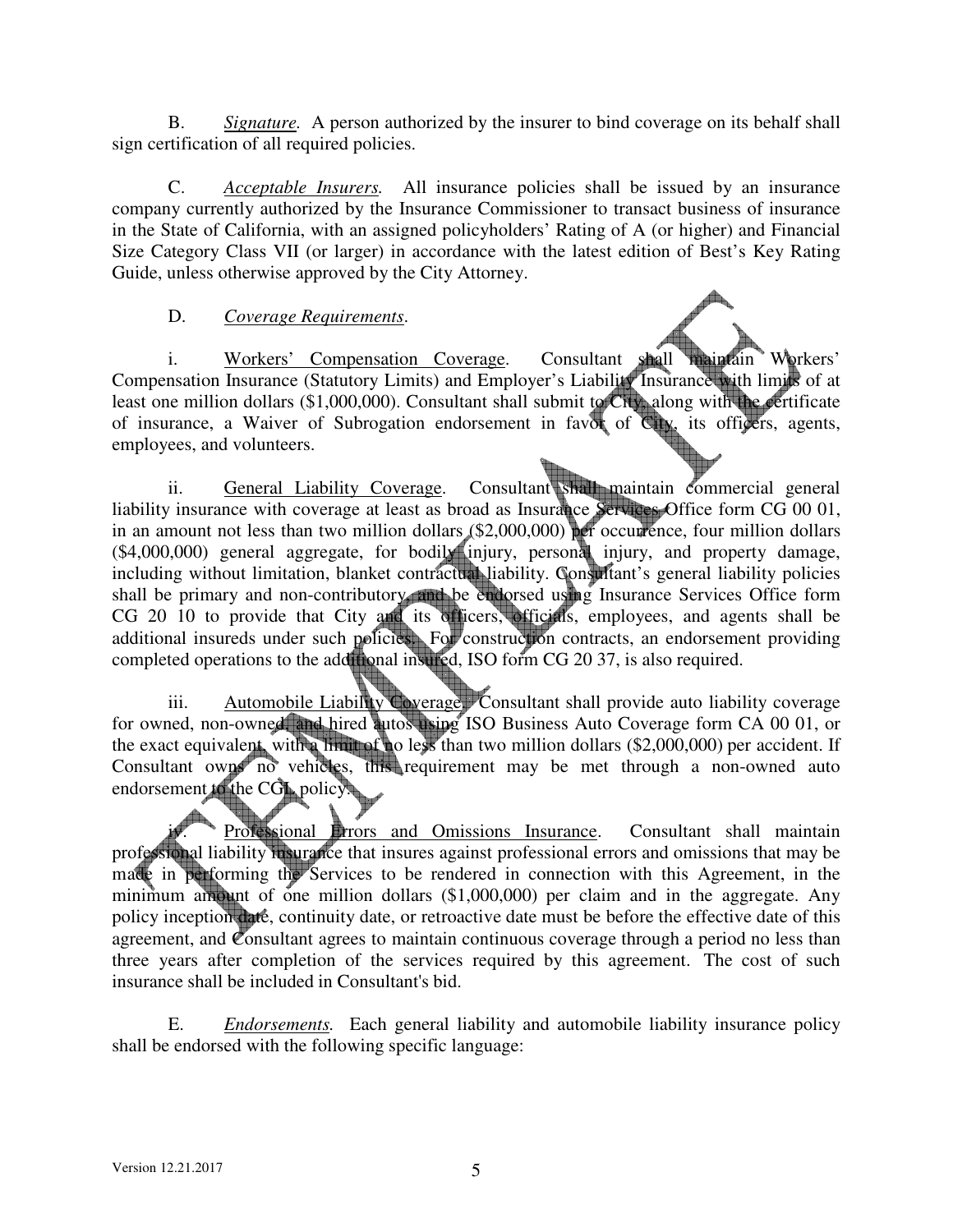B. *Signature.* A person authorized by the insurer to bind coverage on its behalf shall sign certification of all required policies.

C. *Acceptable Insurers.* All insurance policies shall be issued by an insurance company currently authorized by the Insurance Commissioner to transact business of insurance in the State of California, with an assigned policyholders' Rating of A (or higher) and Financial Size Category Class VII (or larger) in accordance with the latest edition of Best's Key Rating Guide, unless otherwise approved by the City Attorney.

D. *Coverage Requirements.*

i. Workers' Compensation Coverage. Consultant shall maintain Workers' Compensation Insurance (Statutory Limits) and Employer's Liability Insurance with limits of at least one million dollars ($1,000,000). Consultant shall submit to City, along with the certificate of insurance, a Waiver of Subrogation endorsement in favor of City, its officers, agents, employees, and volunteers.

ii. General Liability Coverage. Consultant shall maintain commercial general liability insurance with coverage at least as broad as Insurance Services Office form CG 00 01, in an amount not less than two million dollars ($2,000,000) per occurrence, four million dollars ($4,000,000) general aggregate, for bodily injury, personal injury, and property damage, including without limitation, blanket contractual liability. Consultant's general liability policies shall be primary and non-contributory, and be endorsed using Insurance Services Office form CG 20 10 to provide that City and its officers, officials, employees, and agents shall be additional insureds under such policies. For construction contracts, an endorsement providing completed operations to the additional insured, ISO form CG 20 37, is also required.

iii. Automobile Liability Coverage. Consultant shall provide auto liability coverage for owned, non-owned, and hired autos using ISO Business Auto Coverage form CA 00 01, or the exact equivalent, with a limit of no less than two million dollars ($2,000,000) per accident. If Consultant owns no vehicles, this requirement may be met through a non-owned auto endorsement to the CGL policy.

iv. Professional Errors and Omissions Insurance. Consultant shall maintain professional liability insurance that insures against professional errors and omissions that may be made in performing the Services to be rendered in connection with this Agreement, in the minimum amount of one million dollars ($1,000,000) per claim and in the aggregate. Any policy inception date, continuity date, or retroactive date must be before the effective date of this agreement, and Consultant agrees to maintain continuous coverage through a period no less than three years after completion of the services required by this agreement. The cost of such insurance shall be included in Consultant's bid.

E. *Endorsements.* Each general liability and automobile liability insurance policy shall be endorsed with the following specific language: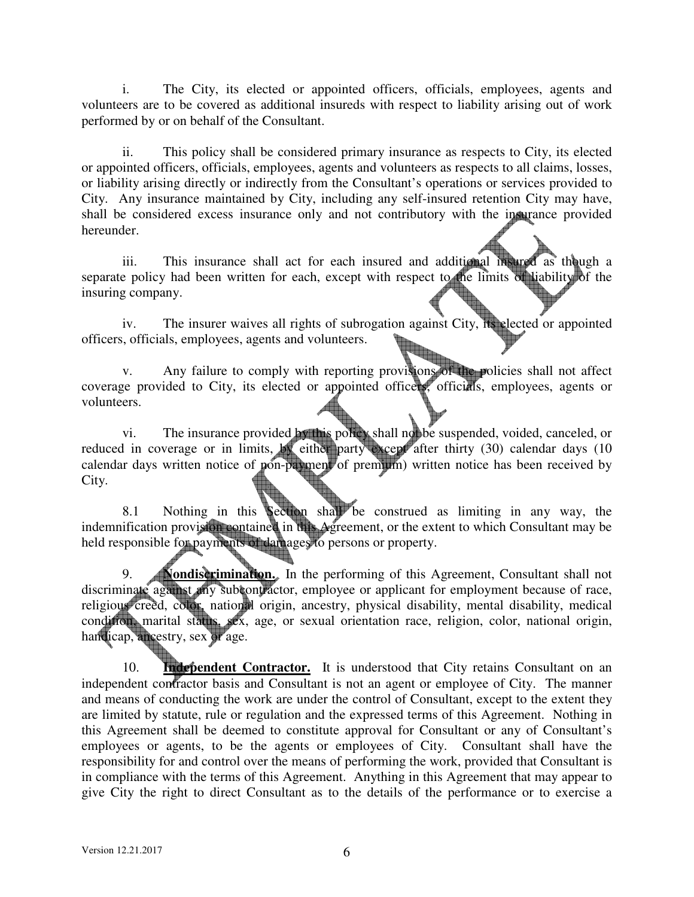i. The City, its elected or appointed officers, officials, employees, agents and volunteers are to be covered as additional insureds with respect to liability arising out of work performed by or on behalf of the Consultant.

ii. This policy shall be considered primary insurance as respects to City, its elected or appointed officers, officials, employees, agents and volunteers as respects to all claims, losses, or liability arising directly or indirectly from the Consultant's operations or services provided to City. Any insurance maintained by City, including any self-insured retention City may have, shall be considered excess insurance only and not contributory with the insurance provided hereunder.

iii. This insurance shall act for each insured and additional insured as though a separate policy had been written for each, except with respect to the limits of liability of the insuring company.

iv. The insurer waives all rights of subrogation against City, its elected or appointed officers, officials, employees, agents and volunteers.

v. Any failure to comply with reporting provisions of the policies shall not affect coverage provided to City, its elected or appointed officers, officials, employees, agents or volunteers.

vi. The insurance provided by this policy shall not be suspended, voided, canceled, or reduced in coverage or in limits, by either party except after thirty (30) calendar days (10 calendar days written notice of non-payment of premium) written notice has been received by City.

8.1 Nothing in this Section shall be construed as limiting in any way, the indemnification provision contained in this Agreement, or the extent to which Consultant may be held responsible for payments of damages to persons or property.

9. **Nondiscrimination.** In the performing of this Agreement, Consultant shall not discriminate against any subcontractor, employee or applicant for employment because of race, religious creed, color, national origin, ancestry, physical disability, mental disability, medical condition, marital status, sex, age, or sexual orientation race, religion, color, national origin, handicap, ancestry, sex or age.

10. **Independent Contractor.** It is understood that City retains Consultant on an independent contractor basis and Consultant is not an agent or employee of City. The manner and means of conducting the work are under the control of Consultant, except to the extent they are limited by statute, rule or regulation and the expressed terms of this Agreement. Nothing in this Agreement shall be deemed to constitute approval for Consultant or any of Consultant's employees or agents, to be the agents or employees of City. Consultant shall have the responsibility for and control over the means of performing the work, provided that Consultant is in compliance with the terms of this Agreement. Anything in this Agreement that may appear to give City the right to direct Consultant as to the details of the performance or to exercise a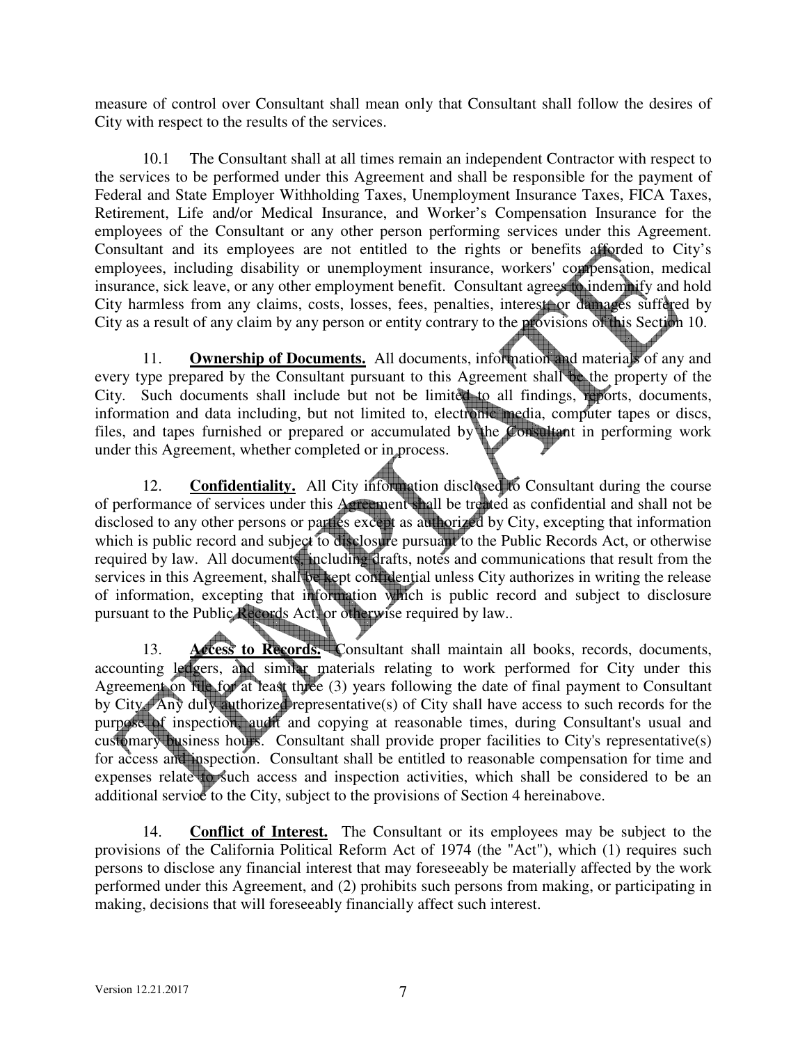measure of control over Consultant shall mean only that Consultant shall follow the desires of City with respect to the results of the services.

10.1 The Consultant shall at all times remain an independent Contractor with respect to the services to be performed under this Agreement and shall be responsible for the payment of Federal and State Employer Withholding Taxes, Unemployment Insurance Taxes, FICA Taxes, Retirement, Life and/or Medical Insurance, and Worker's Compensation Insurance for the employees of the Consultant or any other person performing services under this Agreement. Consultant and its employees are not entitled to the rights or benefits afforded to City's employees, including disability or unemployment insurance, workers' compensation, medical insurance, sick leave, or any other employment benefit. Consultant agrees to indemnify and hold City harmless from any claims, costs, losses, fees, penalties, interest, or damages suffered by City as a result of any claim by any person or entity contrary to the provisions of this Section 10.

11. **<u>Ownership of Documents.</u>** All documents, information and materials of any and every type prepared by the Consultant pursuant to this Agreement shall be the property of the City. Such documents shall include but not be limited to all findings, reports, documents, information and data including, but not limited to, electronic media, computer tapes or discs, files, and tapes furnished or prepared or accumulated by the Consultant in performing work under this Agreement, whether completed or in process.

12. **<u>Confidentiality.</u>** All City information disclosed to Consultant during the course of performance of services under this Agreement shall be treated as confidential and shall not be disclosed to any other persons or parties except as authorized by City, excepting that information which is public record and subject to disclosure pursuant to the Public Records Act, or otherwise required by law. All documents, including drafts, notes and communications that result from the services in this Agreement, shall be kept confidential unless City authorizes in writing the release of information, excepting that information which is public record and subject to disclosure pursuant to the Public Records Act, or otherwise required by law..

13. **<u>Access to Records.</u>** Consultant shall maintain all books, records, documents, accounting ledgers, and similar materials relating to work performed for City under this Agreement on file for at least three (3) years following the date of final payment to Consultant by City. Any duly authorized representative(s) of City shall have access to such records for the purpose of inspection, audit and copying at reasonable times, during Consultant's usual and customary business hours. Consultant shall provide proper facilities to City's representative(s) for access and inspection. Consultant shall be entitled to reasonable compensation for time and expenses relate to such access and inspection activities, which shall be considered to be an additional service to the City, subject to the provisions of Section 4 hereinabove.

14. **<u>Conflict of Interest.</u>** The Consultant or its employees may be subject to the provisions of the California Political Reform Act of 1974 (the "Act"), which (1) requires such persons to disclose any financial interest that may foreseeably be materially affected by the work performed under this Agreement, and (2) prohibits such persons from making, or participating in making, decisions that will foreseeably financially affect such interest.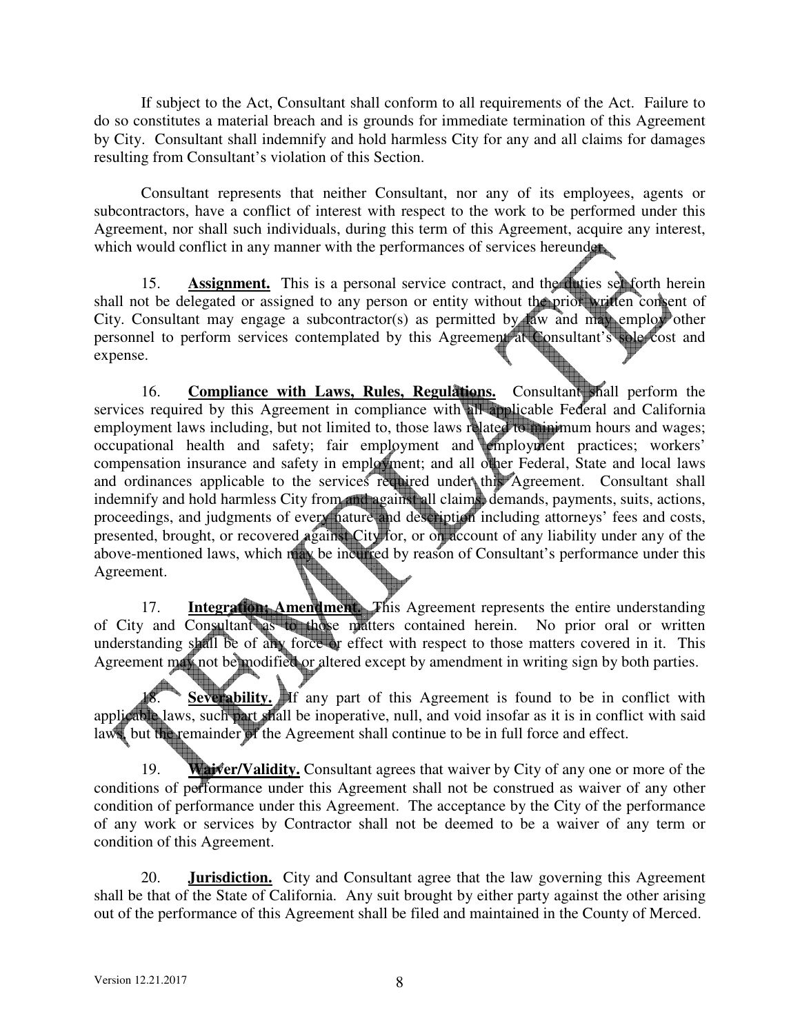If subject to the Act, Consultant shall conform to all requirements of the Act. Failure to do so constitutes a material breach and is grounds for immediate termination of this Agreement by City. Consultant shall indemnify and hold harmless City for any and all claims for damages resulting from Consultant's violation of this Section.

Consultant represents that neither Consultant, nor any of its employees, agents or subcontractors, have a conflict of interest with respect to the work to be performed under this Agreement, nor shall such individuals, during this term of this Agreement, acquire any interest, which would conflict in any manner with the performances of services hereunder.

15. **Assignment.** This is a personal service contract, and the duties set forth herein shall not be delegated or assigned to any person or entity without the prior written consent of City. Consultant may engage a subcontractor(s) as permitted by law and may employ other personnel to perform services contemplated by this Agreement at Consultant's sole cost and expense.

16. **Compliance with Laws, Rules, Regulations.** Consultant shall perform the services required by this Agreement in compliance with all applicable Federal and California employment laws including, but not limited to, those laws related to minimum hours and wages; occupational health and safety; fair employment and employment practices; workers' compensation insurance and safety in employment; and all other Federal, State and local laws and ordinances applicable to the services required under this Agreement. Consultant shall indemnify and hold harmless City from and against all claims, demands, payments, suits, actions, proceedings, and judgments of every nature and description including attorneys' fees and costs, presented, brought, or recovered against City for, or on account of any liability under any of the above-mentioned laws, which may be incurred by reason of Consultant's performance under this Agreement.

17. **Integration; Amendment.** This Agreement represents the entire understanding of City and Consultant as to those matters contained herein. No prior oral or written understanding shall be of any force or effect with respect to those matters covered in it. This Agreement may not be modified or altered except by amendment in writing sign by both parties.

18. **Severability.** If any part of this Agreement is found to be in conflict with applicable laws, such part shall be inoperative, null, and void insofar as it is in conflict with said laws, but the remainder of the Agreement shall continue to be in full force and effect.

19. **Waiver/Validity.** Consultant agrees that waiver by City of any one or more of the conditions of performance under this Agreement shall not be construed as waiver of any other condition of performance under this Agreement. The acceptance by the City of the performance of any work or services by Contractor shall not be deemed to be a waiver of any term or condition of this Agreement.

20. **Jurisdiction.** City and Consultant agree that the law governing this Agreement shall be that of the State of California. Any suit brought by either party against the other arising out of the performance of this Agreement shall be filed and maintained in the County of Merced.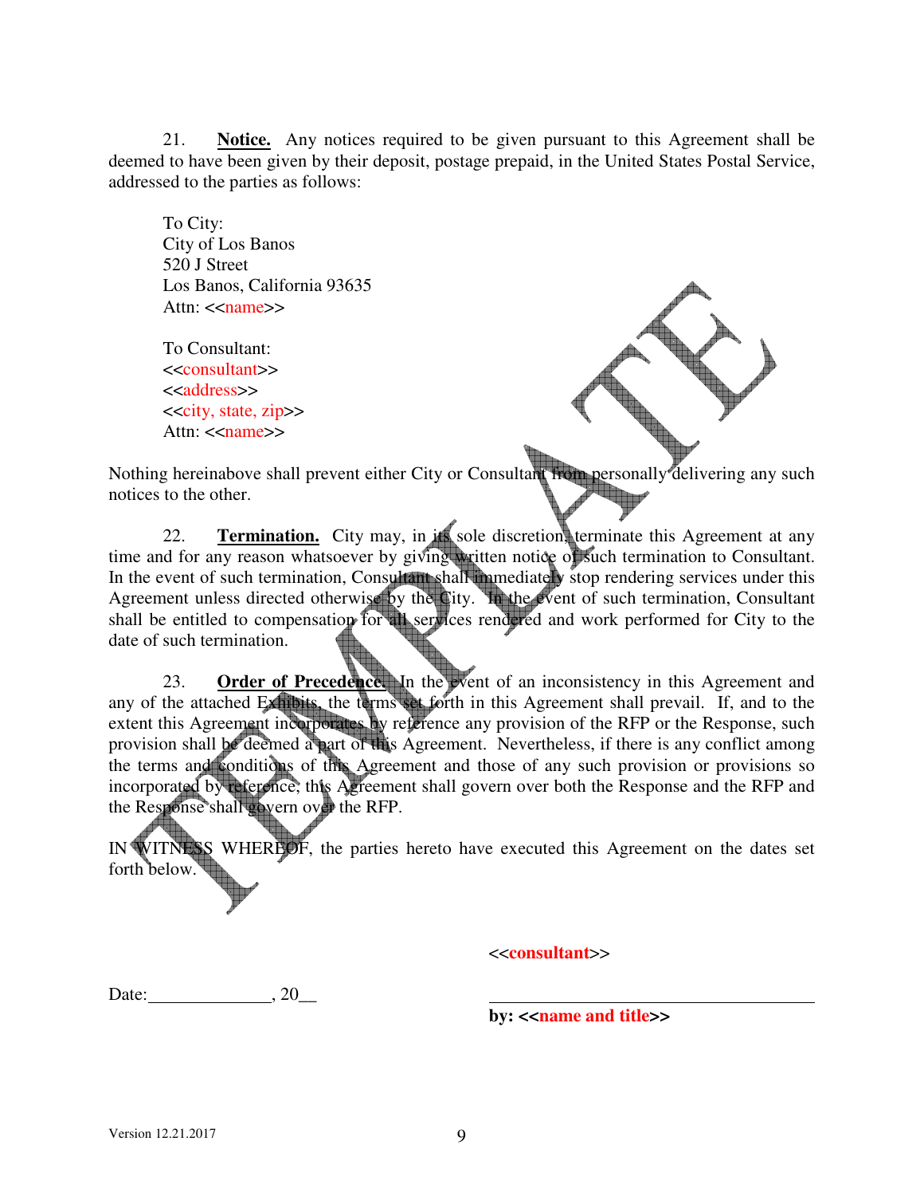21. **Notice.** Any notices required to be given pursuant to this Agreement shall be deemed to have been given by their deposit, postage prepaid, in the United States Postal Service, addressed to the parties as follows:

To City:
City of Los Banos
520 J Street
Los Banos, California 93635
Attn: <<name>>

To Consultant:
<<consultant>>
<<address>>
<<city, state, zip>>
Attn: <<name>>

Nothing hereinabove shall prevent either City or Consultant from personally delivering any such notices to the other.

22. **Termination.** City may, in its sole discretion, terminate this Agreement at any time and for any reason whatsoever by giving written notice of such termination to Consultant. In the event of such termination, Consultant shall immediately stop rendering services under this Agreement unless directed otherwise by the City. In the event of such termination, Consultant shall be entitled to compensation for all services rendered and work performed for City to the date of such termination.

23. **Order of Precedence.** In the event of an inconsistency in this Agreement and any of the attached Exhibits, the terms set forth in this Agreement shall prevail. If, and to the extent this Agreement incorporates by reference any provision of the RFP or the Response, such provision shall be deemed a part of this Agreement. Nevertheless, if there is any conflict among the terms and conditions of this Agreement and those of any such provision or provisions so incorporated by reference, this Agreement shall govern over both the Response and the RFP and the Response shall govern over the RFP.

IN WITNESS WHEREOF, the parties hereto have executed this Agreement on the dates set forth below.

**<<consultant>>**

Date:______________, 20__

______________________________________
**by: <<name and title>>**

Version 12.21.2017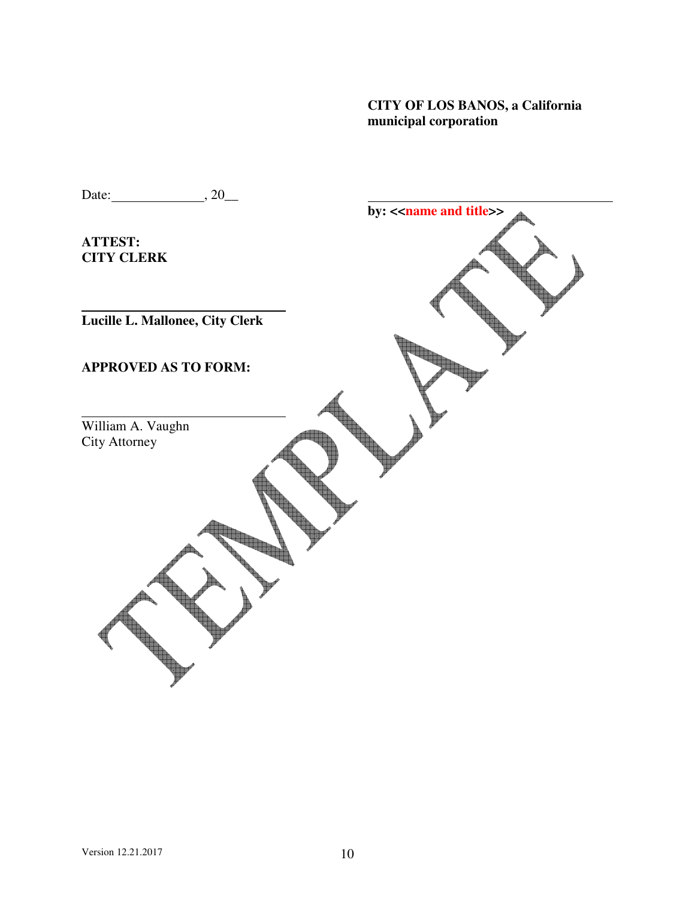**CITY OF LOS BANOS, a California municipal corporation**

Date:______________, 20__

______________________________________

**by: <<name and title>>**

**ATTEST:**
**CITY CLERK**

______________________________

**Lucille L. Mallonee, City Clerk**

**APPROVED AS TO FORM:**

______________________________

William A. Vaughn
City Attorney

TEMPLATE

Version 12.21.2017